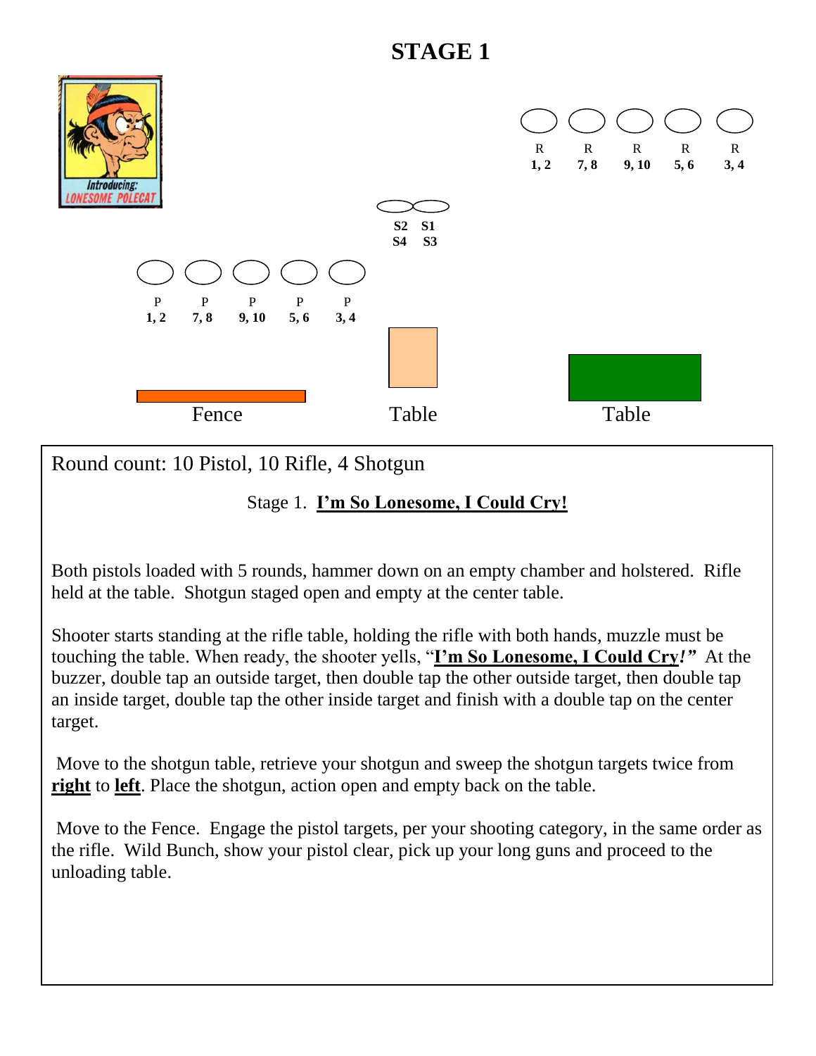# STAGE 1

Introducing: LONESOME POLECAT

| R | R | R | R | R |
|---|---|---|---|---|
| 1, 2 | 7, 8 | 9, 10 | 5, 6 | 3, 4 |

S2 S1
S4 S3

| P | P | P | P | P |
|---|---|---|---|---|
| 1, 2 | 7, 8 | 9, 10 | 5, 6 | 3, 4 |

Fence Table Table

Round count: 10 Pistol, 10 Rifle, 4 Shotgun

Stage 1. **I'm So Lonesome, I Could Cry!**

Both pistols loaded with 5 rounds, hammer down on an empty chamber and holstered. Rifle held at the table. Shotgun staged open and empty at the center table.

Shooter starts standing at the rifle table, holding the rifle with both hands, muzzle must be touching the table. When ready, the shooter yells, "**I'm So Lonesome, I Could Cry!**" At the buzzer, double tap an outside target, then double tap the other outside target, then double tap an inside target, double tap the other inside target and finish with a double tap on the center target.

Move to the shotgun table, retrieve your shotgun and sweep the shotgun targets twice from **right** to **left**. Place the shotgun, action open and empty back on the table.

Move to the Fence. Engage the pistol targets, per your shooting category, in the same order as the rifle. Wild Bunch, show your pistol clear, pick up your long guns and proceed to the unloading table.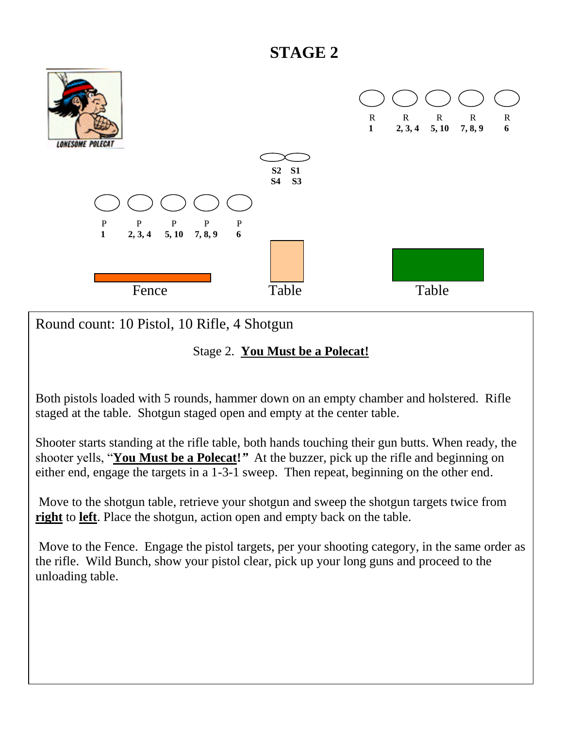# STAGE 2

LONESOME POLECAT

| R | R | R | R | R |
|---|---|---|---|---|
| 1 | 2, 3, 4 | 5, 10 | 7, 8, 9 | 6 |

| S2 | S1 |
|---|---|
| S4 | S3 |

| P | P | P | P | P |
|---|---|---|---|---|
| 1 | 2, 3, 4 | 5, 10 | 7, 8, 9 | 6 |

Fence    Table    Table

Round count: 10 Pistol, 10 Rifle, 4 Shotgun

Stage 2. **<u>You Must be a Polecat!</u>**

Both pistols loaded with 5 rounds, hammer down on an empty chamber and holstered. Rifle staged at the table. Shotgun staged open and empty at the center table.

Shooter starts standing at the rifle table, both hands touching their gun butts. When ready, the shooter yells, "**<u>You Must be a Polecat!</u>**" At the buzzer, pick up the rifle and beginning on either end, engage the targets in a 1-3-1 sweep. Then repeat, beginning on the other end.

Move to the shotgun table, retrieve your shotgun and sweep the shotgun targets twice from **<u>right</u>** to **<u>left</u>**. Place the shotgun, action open and empty back on the table.

Move to the Fence. Engage the pistol targets, per your shooting category, in the same order as the rifle. Wild Bunch, show your pistol clear, pick up your long guns and proceed to the unloading table.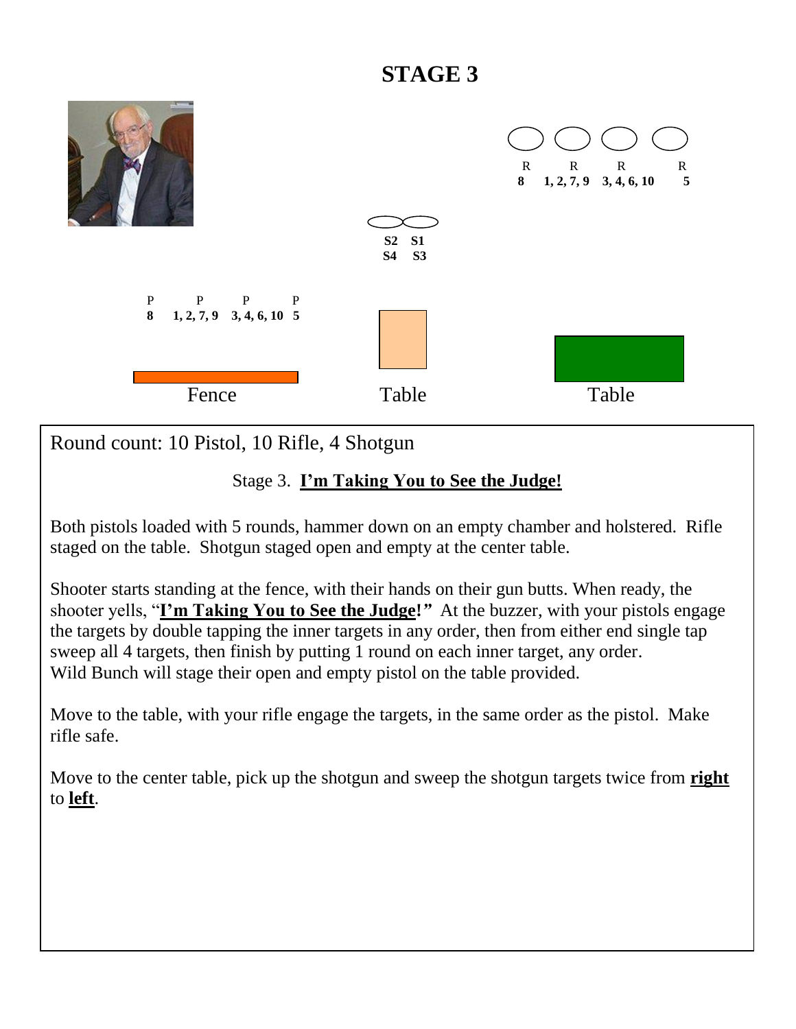# STAGE 3

R R R R
8 1, 2, 7, 9 3, 4, 6, 10 5

S2 S1
S4 S3

P P P P
8 1, 2, 7, 9 3, 4, 6, 10 5

Fence Table Table

Round count: 10 Pistol, 10 Rifle, 4 Shotgun

Stage 3. **I'm Taking You to See the Judge!**

Both pistols loaded with 5 rounds, hammer down on an empty chamber and holstered. Rifle staged on the table. Shotgun staged open and empty at the center table.

Shooter starts standing at the fence, with their hands on their gun butts. When ready, the shooter yells, "**I'm Taking You to See the Judge!**" At the buzzer, with your pistols engage the targets by double tapping the inner targets in any order, then from either end single tap sweep all 4 targets, then finish by putting 1 round on each inner target, any order. Wild Bunch will stage their open and empty pistol on the table provided.

Move to the table, with your rifle engage the targets, in the same order as the pistol. Make rifle safe.

Move to the center table, pick up the shotgun and sweep the shotgun targets twice from **right** to **left**.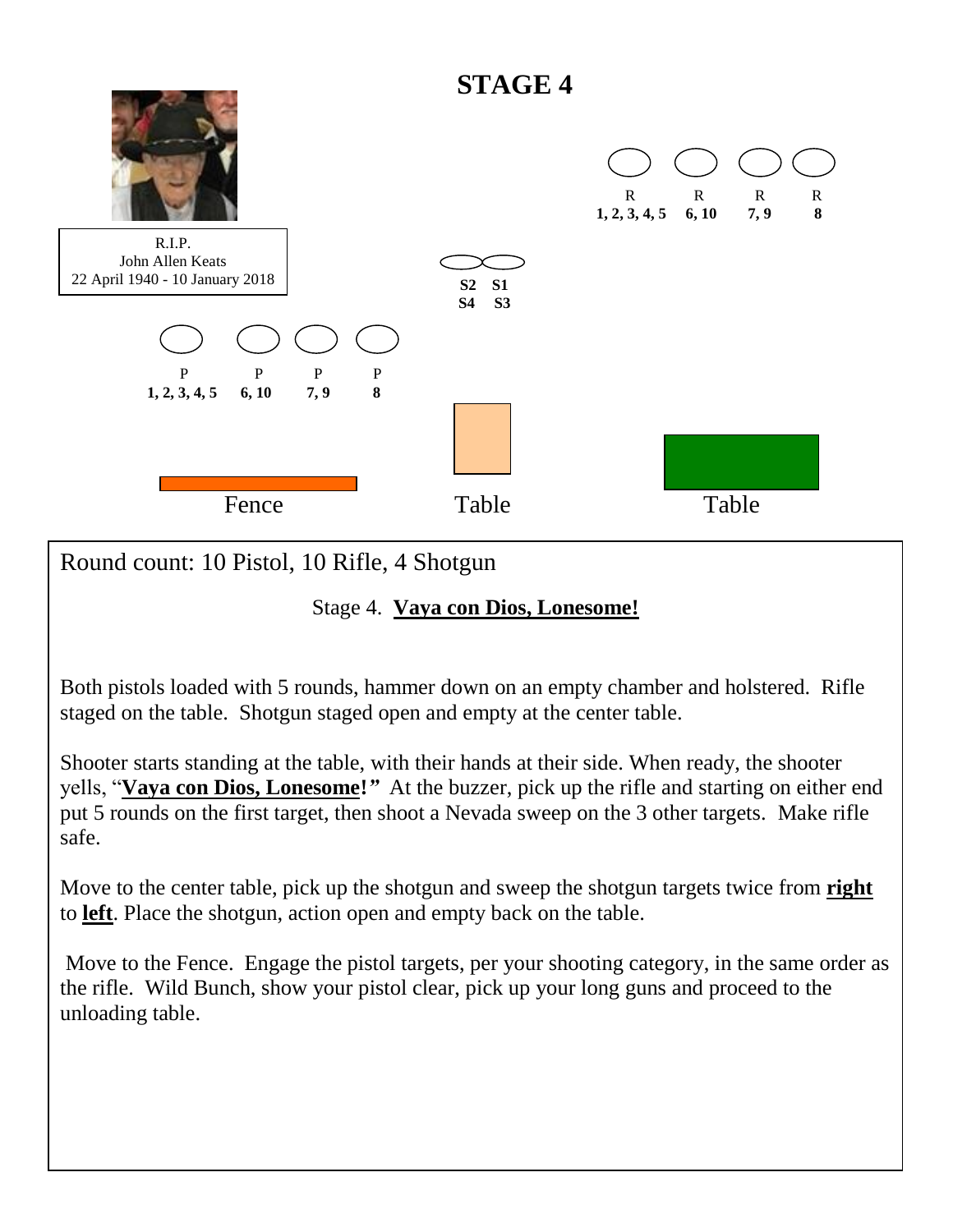# STAGE 4

R.I.P.
John Allen Keats
22 April 1940 - 10 January 2018

R R R R
**1, 2, 3, 4, 5** **6, 10** **7, 9** **8**

**S2 S1**
**S4 S3**

P P P P
**1, 2, 3, 4, 5** **6, 10** **7, 9** **8**

Fence Table Table

Round count: 10 Pistol, 10 Rifle, 4 Shotgun

Stage 4. **Vaya con Dios, Lonesome!**

Both pistols loaded with 5 rounds, hammer down on an empty chamber and holstered. Rifle staged on the table. Shotgun staged open and empty at the center table.

Shooter starts standing at the table, with their hands at their side. When ready, the shooter yells, "**Vaya con Dios, Lonesome!**" At the buzzer, pick up the rifle and starting on either end put 5 rounds on the first target, then shoot a Nevada sweep on the 3 other targets. Make rifle safe.

Move to the center table, pick up the shotgun and sweep the shotgun targets twice from **right** to **left**. Place the shotgun, action open and empty back on the table.

Move to the Fence. Engage the pistol targets, per your shooting category, in the same order as the rifle. Wild Bunch, show your pistol clear, pick up your long guns and proceed to the unloading table.